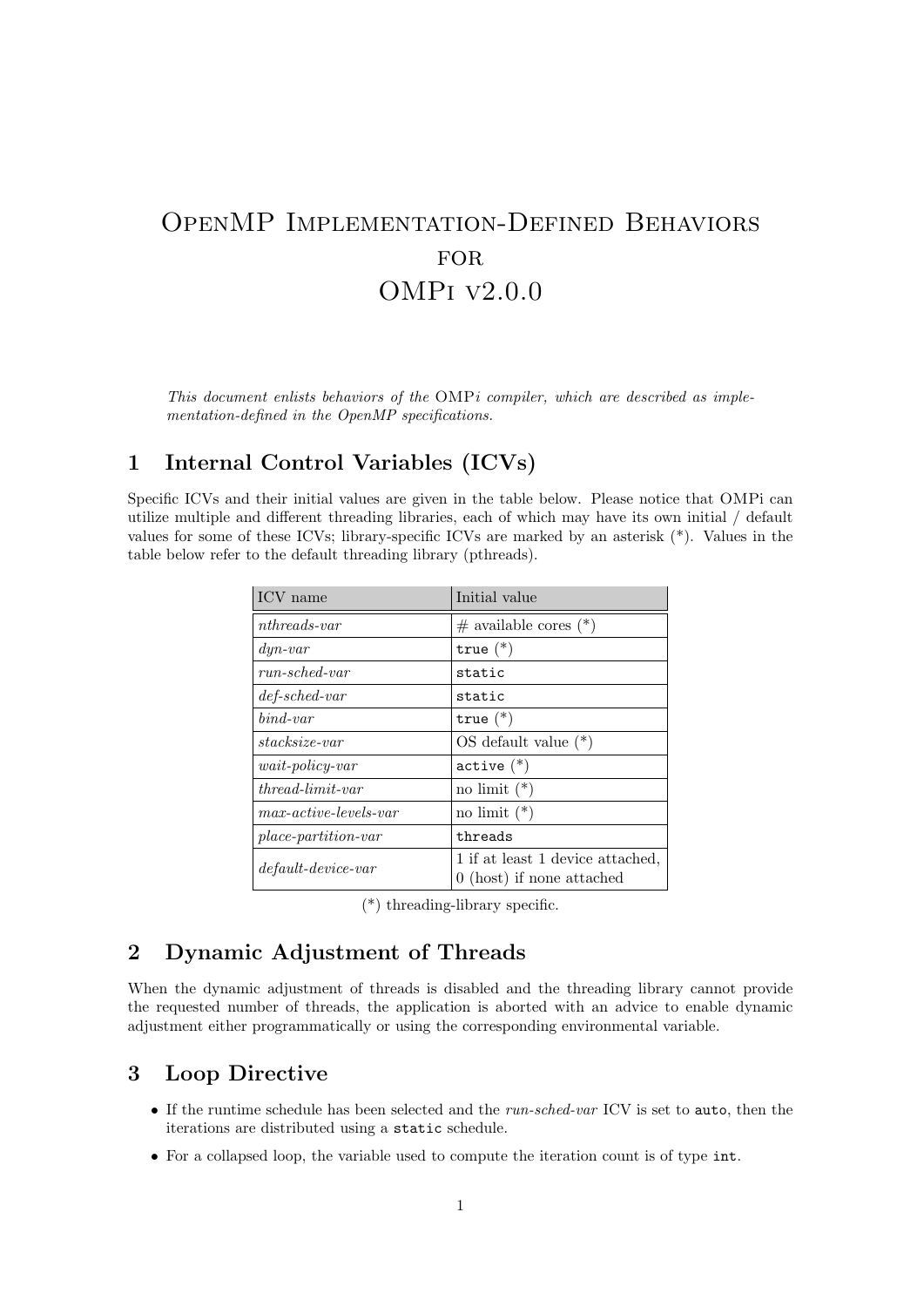# OpenMP Implementation-Defined Behaviors for OMPi v2.0.0

*This document enlists behaviors of the OMPi compiler, which are described as implementation-defined in the OpenMP specifications.*

## 1 Internal Control Variables (ICVs)

Specific ICVs and their initial values are given in the table below. Please notice that OMPi can utilize multiple and different threading libraries, each of which may have its own initial / default values for some of these ICVs; library-specific ICVs are marked by an asterisk (*). Values in the table below refer to the default threading library (pthreads).

| ICV name | Initial value |
|---|---|
| *nthreads-var* | # available cores (*) |
| *dyn-var* | `true` (*) |
| *run-sched-var* | `static` |
| *def-sched-var* | `static` |
| *bind-var* | `true` (*) |
| *stacksize-var* | OS default value (*) |
| *wait-policy-var* | `active` (*) |
| *thread-limit-var* | no limit (*) |
| *max-active-levels-var* | no limit (*) |
| *place-partition-var* | `threads` |
| *default-device-var* | 1 if at least 1 device attached, 0 (host) if none attached |

(*) threading-library specific.

## 2 Dynamic Adjustment of Threads

When the dynamic adjustment of threads is disabled and the threading library cannot provide the requested number of threads, the application is aborted with an advice to enable dynamic adjustment either programmatically or using the corresponding environmental variable.

## 3 Loop Directive

- If the runtime schedule has been selected and the *run-sched-var* ICV is set to `auto`, then the iterations are distributed using a `static` schedule.
- For a collapsed loop, the variable used to compute the iteration count is of type `int`.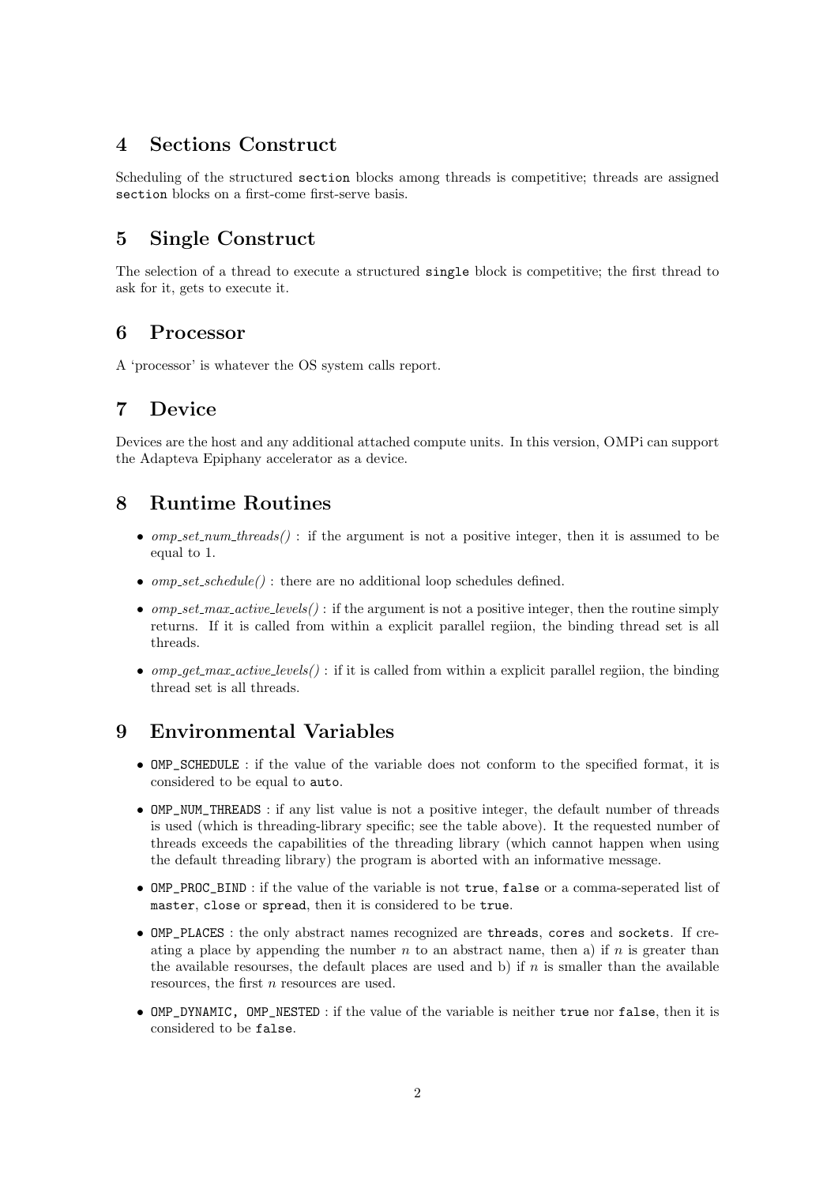## 4 Sections Construct

Scheduling of the structured `section` blocks among threads is competitive; threads are assigned `section` blocks on a first-come first-serve basis.

## 5 Single Construct

The selection of a thread to execute a structured `single` block is competitive; the first thread to ask for it, gets to execute it.

## 6 Processor

A 'processor' is whatever the OS system calls report.

## 7 Device

Devices are the host and any additional attached compute units. In this version, OMPi can support the Adapteva Epiphany accelerator as a device.

## 8 Runtime Routines

- *omp_set_num_threads()* : if the argument is not a positive integer, then it is assumed to be equal to 1.
- *omp_set_schedule()* : there are no additional loop schedules defined.
- *omp_set_max_active_levels()* : if the argument is not a positive integer, then the routine simply returns. If it is called from within a explicit parallel regiion, the binding thread set is all threads.
- *omp_get_max_active_levels()* : if it is called from within a explicit parallel regiion, the binding thread set is all threads.

## 9 Environmental Variables

- `OMP_SCHEDULE` : if the value of the variable does not conform to the specified format, it is considered to be equal to `auto`.
- `OMP_NUM_THREADS` : if any list value is not a positive integer, the default number of threads is used (which is threading-library specific; see the table above). It the requested number of threads exceeds the capabilities of the threading library (which cannot happen when using the default threading library) the program is aborted with an informative message.
- `OMP_PROC_BIND` : if the value of the variable is not `true`, `false` or a comma-seperated list of `master`, `close` or `spread`, then it is considered to be `true`.
- `OMP_PLACES` : the only abstract names recognized are `threads`, `cores` and `sockets`. If creating a place by appending the number $n$ to an abstract name, then a) if $n$ is greater than the available resourses, the default places are used and b) if $n$ is smaller than the available resources, the first $n$ resources are used.
- `OMP_DYNAMIC, OMP_NESTED` : if the value of the variable is neither `true` nor `false`, then it is considered to be `false`.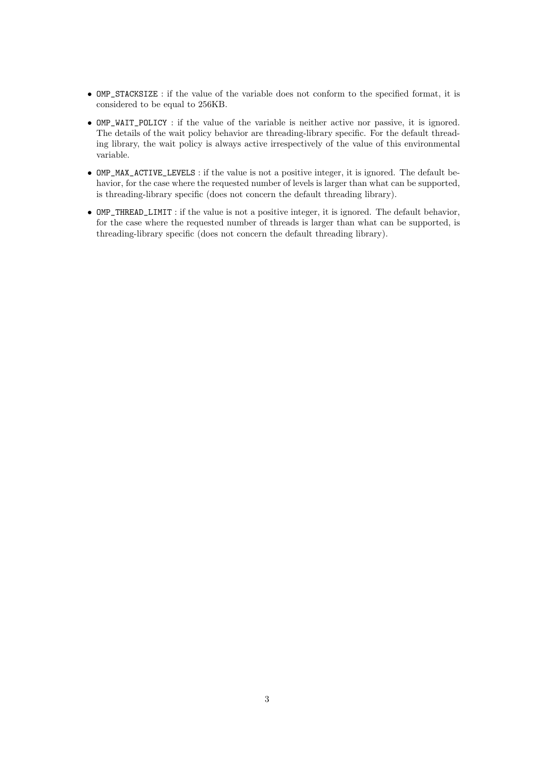- `OMP_STACKSIZE` : if the value of the variable does not conform to the specified format, it is considered to be equal to 256KB.
- `OMP_WAIT_POLICY` : if the value of the variable is neither active nor passive, it is ignored. The details of the wait policy behavior are threading-library specific. For the default threading library, the wait policy is always active irrespectively of the value of this environmental variable.
- `OMP_MAX_ACTIVE_LEVELS` : if the value is not a positive integer, it is ignored. The default behavior, for the case where the requested number of levels is larger than what can be supported, is threading-library specific (does not concern the default threading library).
- `OMP_THREAD_LIMIT` : if the value is not a positive integer, it is ignored. The default behavior, for the case where the requested number of threads is larger than what can be supported, is threading-library specific (does not concern the default threading library).